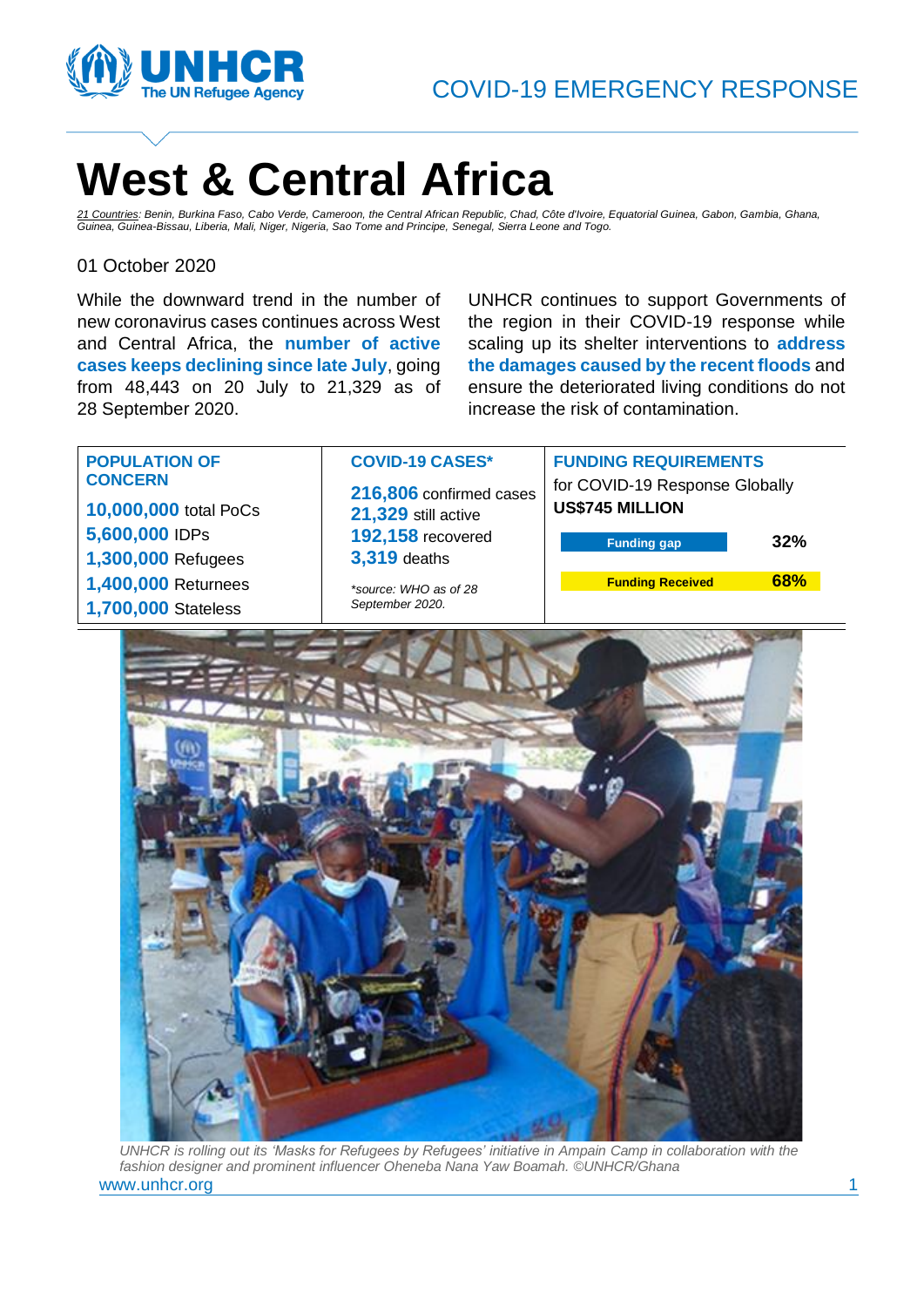COVID-19 EMERGENCY RESPONSE

# West & Central Africa

*21 Countries: Benin, Burkina Faso, Cabo Verde, Cameroon, the Central African Republic, Chad, Côte d'Ivoire, Equatorial Guinea, Gabon, Gambia, Ghana, Guinea, Guinea-Bissau, Liberia, Mali, Niger, Nigeria, Sao Tome and Principe, Senegal, Sierra Leone and Togo.*

01 October 2020

While the downward trend in the number of new coronavirus cases continues across West and Central Africa, the **number of active cases keeps declining since late July**, going from 48,443 on 20 July to 21,329 as of 28 September 2020.

UNHCR continues to support Governments of the region in their COVID-19 response while scaling up its shelter interventions to **address the damages caused by the recent floods** and ensure the deteriorated living conditions do not increase the risk of contamination.

| POPULATION OF CONCERN | COVID-19 CASES* | FUNDING REQUIREMENTS |
| --- | --- | --- |
| **10,000,000** total PoCs | **216,806** confirmed cases | for COVID-19 Response Globally **US$745 MILLION** |
| **5,600,000** IDPs | **21,329** still active | Funding gap **32%** |
| **1,300,000** Refugees | **192,158** recovered | Funding Received **68%** |
| **1,400,000** Returnees | **3,319** deaths | |
| **1,700,000** Stateless | *\*source: WHO as of 28 September 2020.* | |

*UNHCR is rolling out its 'Masks for Refugees by Refugees' initiative in Ampain Camp in collaboration with the fashion designer and prominent influencer Oheneba Nana Yaw Boamah. ©UNHCR/Ghana*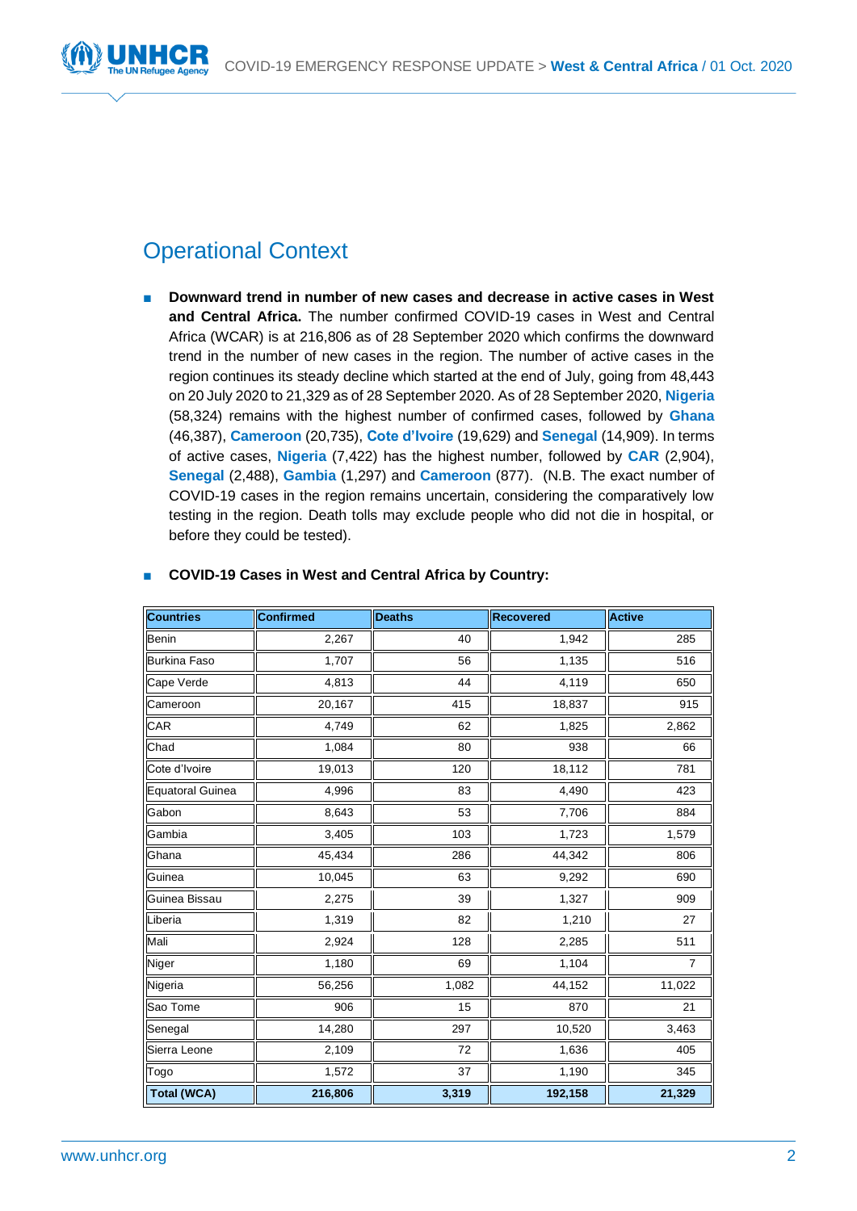## Operational Context

- **Downward trend in number of new cases and decrease in active cases in West and Central Africa.** The number confirmed COVID-19 cases in West and Central Africa (WCAR) is at 216,806 as of 28 September 2020 which confirms the downward trend in the number of new cases in the region. The number of active cases in the region continues its steady decline which started at the end of July, going from 48,443 on 20 July 2020 to 21,329 as of 28 September 2020. As of 28 September 2020, **Nigeria** (58,324) remains with the highest number of confirmed cases, followed by **Ghana** (46,387), **Cameroon** (20,735), **Cote d'Ivoire** (19,629) and **Senegal** (14,909). In terms of active cases, **Nigeria** (7,422) has the highest number, followed by **CAR** (2,904), **Senegal** (2,488), **Gambia** (1,297) and **Cameroon** (877). (N.B. The exact number of COVID-19 cases in the region remains uncertain, considering the comparatively low testing in the region. Death tolls may exclude people who did not die in hospital, or before they could be tested).

- **COVID-19 Cases in West and Central Africa by Country:**

| Countries | Confirmed | Deaths | Recovered | Active |
|---|---|---|---|---|
| Benin | 2,267 | 40 | 1,942 | 285 |
| Burkina Faso | 1,707 | 56 | 1,135 | 516 |
| Cape Verde | 4,813 | 44 | 4,119 | 650 |
| Cameroon | 20,167 | 415 | 18,837 | 915 |
| CAR | 4,749 | 62 | 1,825 | 2,862 |
| Chad | 1,084 | 80 | 938 | 66 |
| Cote d'Ivoire | 19,013 | 120 | 18,112 | 781 |
| Equatoral Guinea | 4,996 | 83 | 4,490 | 423 |
| Gabon | 8,643 | 53 | 7,706 | 884 |
| Gambia | 3,405 | 103 | 1,723 | 1,579 |
| Ghana | 45,434 | 286 | 44,342 | 806 |
| Guinea | 10,045 | 63 | 9,292 | 690 |
| Guinea Bissau | 2,275 | 39 | 1,327 | 909 |
| Liberia | 1,319 | 82 | 1,210 | 27 |
| Mali | 2,924 | 128 | 2,285 | 511 |
| Niger | 1,180 | 69 | 1,104 | 7 |
| Nigeria | 56,256 | 1,082 | 44,152 | 11,022 |
| Sao Tome | 906 | 15 | 870 | 21 |
| Senegal | 14,280 | 297 | 10,520 | 3,463 |
| Sierra Leone | 2,109 | 72 | 1,636 | 405 |
| Togo | 1,572 | 37 | 1,190 | 345 |
| **Total (WCA)** | **216,806** | **3,319** | **192,158** | **21,329** |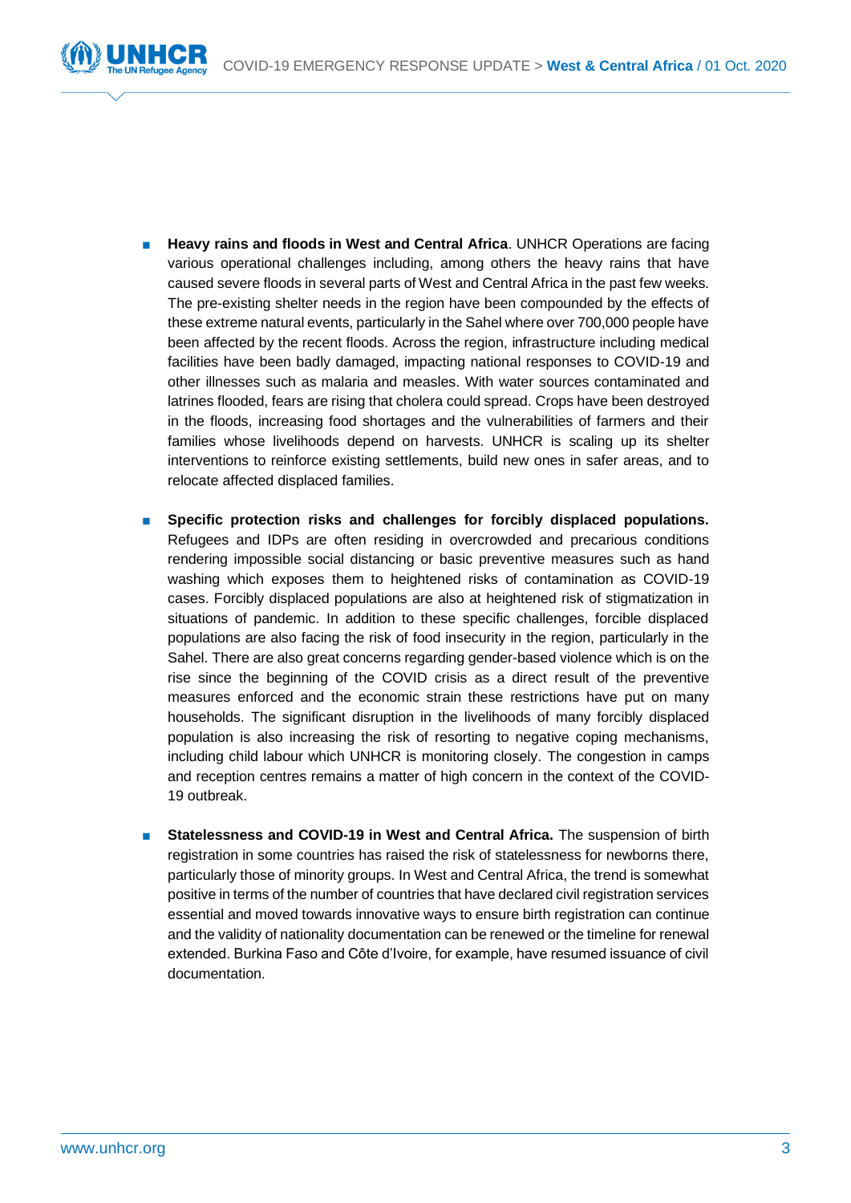- **Heavy rains and floods in West and Central Africa**. UNHCR Operations are facing various operational challenges including, among others the heavy rains that have caused severe floods in several parts of West and Central Africa in the past few weeks. The pre-existing shelter needs in the region have been compounded by the effects of these extreme natural events, particularly in the Sahel where over 700,000 people have been affected by the recent floods. Across the region, infrastructure including medical facilities have been badly damaged, impacting national responses to COVID-19 and other illnesses such as malaria and measles. With water sources contaminated and latrines flooded, fears are rising that cholera could spread. Crops have been destroyed in the floods, increasing food shortages and the vulnerabilities of farmers and their families whose livelihoods depend on harvests. UNHCR is scaling up its shelter interventions to reinforce existing settlements, build new ones in safer areas, and to relocate affected displaced families.

- **Specific protection risks and challenges for forcibly displaced populations.** Refugees and IDPs are often residing in overcrowded and precarious conditions rendering impossible social distancing or basic preventive measures such as hand washing which exposes them to heightened risks of contamination as COVID-19 cases. Forcibly displaced populations are also at heightened risk of stigmatization in situations of pandemic. In addition to these specific challenges, forcible displaced populations are also facing the risk of food insecurity in the region, particularly in the Sahel. There are also great concerns regarding gender-based violence which is on the rise since the beginning of the COVID crisis as a direct result of the preventive measures enforced and the economic strain these restrictions have put on many households. The significant disruption in the livelihoods of many forcibly displaced population is also increasing the risk of resorting to negative coping mechanisms, including child labour which UNHCR is monitoring closely. The congestion in camps and reception centres remains a matter of high concern in the context of the COVID-19 outbreak.

- **Statelessness and COVID-19 in West and Central Africa.** The suspension of birth registration in some countries has raised the risk of statelessness for newborns there, particularly those of minority groups. In West and Central Africa, the trend is somewhat positive in terms of the number of countries that have declared civil registration services essential and moved towards innovative ways to ensure birth registration can continue and the validity of nationality documentation can be renewed or the timeline for renewal extended. Burkina Faso and Côte d'Ivoire, for example, have resumed issuance of civil documentation.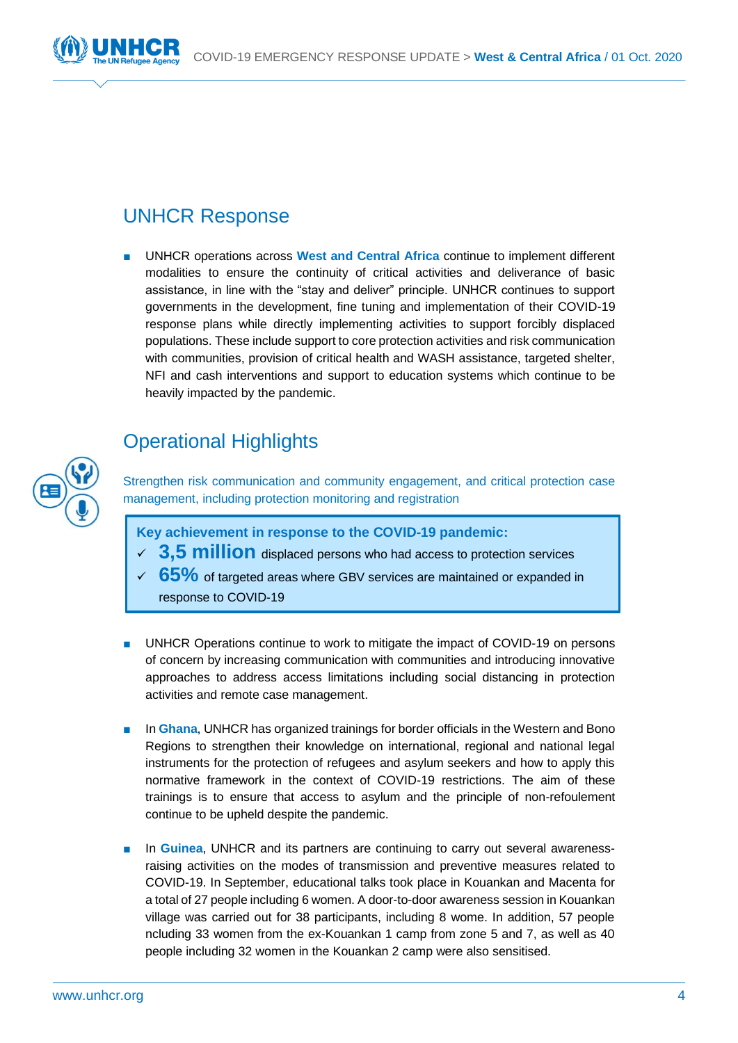## UNHCR Response

- UNHCR operations across **West and Central Africa** continue to implement different modalities to ensure the continuity of critical activities and deliverance of basic assistance, in line with the "stay and deliver" principle. UNHCR continues to support governments in the development, fine tuning and implementation of their COVID-19 response plans while directly implementing activities to support forcibly displaced populations. These include support to core protection activities and risk communication with communities, provision of critical health and WASH assistance, targeted shelter, NFI and cash interventions and support to education systems which continue to be heavily impacted by the pandemic.

## Operational Highlights

Strengthen risk communication and community engagement, and critical protection case management, including protection monitoring and registration

**Key achievement in response to the COVID-19 pandemic:**

- ✓ **3,5 million** displaced persons who had access to protection services
- ✓ **65%** of targeted areas where GBV services are maintained or expanded in response to COVID-19

- UNHCR Operations continue to work to mitigate the impact of COVID-19 on persons of concern by increasing communication with communities and introducing innovative approaches to address access limitations including social distancing in protection activities and remote case management.

- In **Ghana**, UNHCR has organized trainings for border officials in the Western and Bono Regions to strengthen their knowledge on international, regional and national legal instruments for the protection of refugees and asylum seekers and how to apply this normative framework in the context of COVID-19 restrictions. The aim of these trainings is to ensure that access to asylum and the principle of non-refoulement continue to be upheld despite the pandemic.

- In **Guinea**, UNHCR and its partners are continuing to carry out several awareness-raising activities on the modes of transmission and preventive measures related to COVID-19. In September, educational talks took place in Kouankan and Macenta for a total of 27 people including 6 women. A door-to-door awareness session in Kouankan village was carried out for 38 participants, including 8 wome. In addition, 57 people ncluding 33 women from the ex-Kouankan 1 camp from zone 5 and 7, as well as 40 people including 32 women in the Kouankan 2 camp were also sensitised.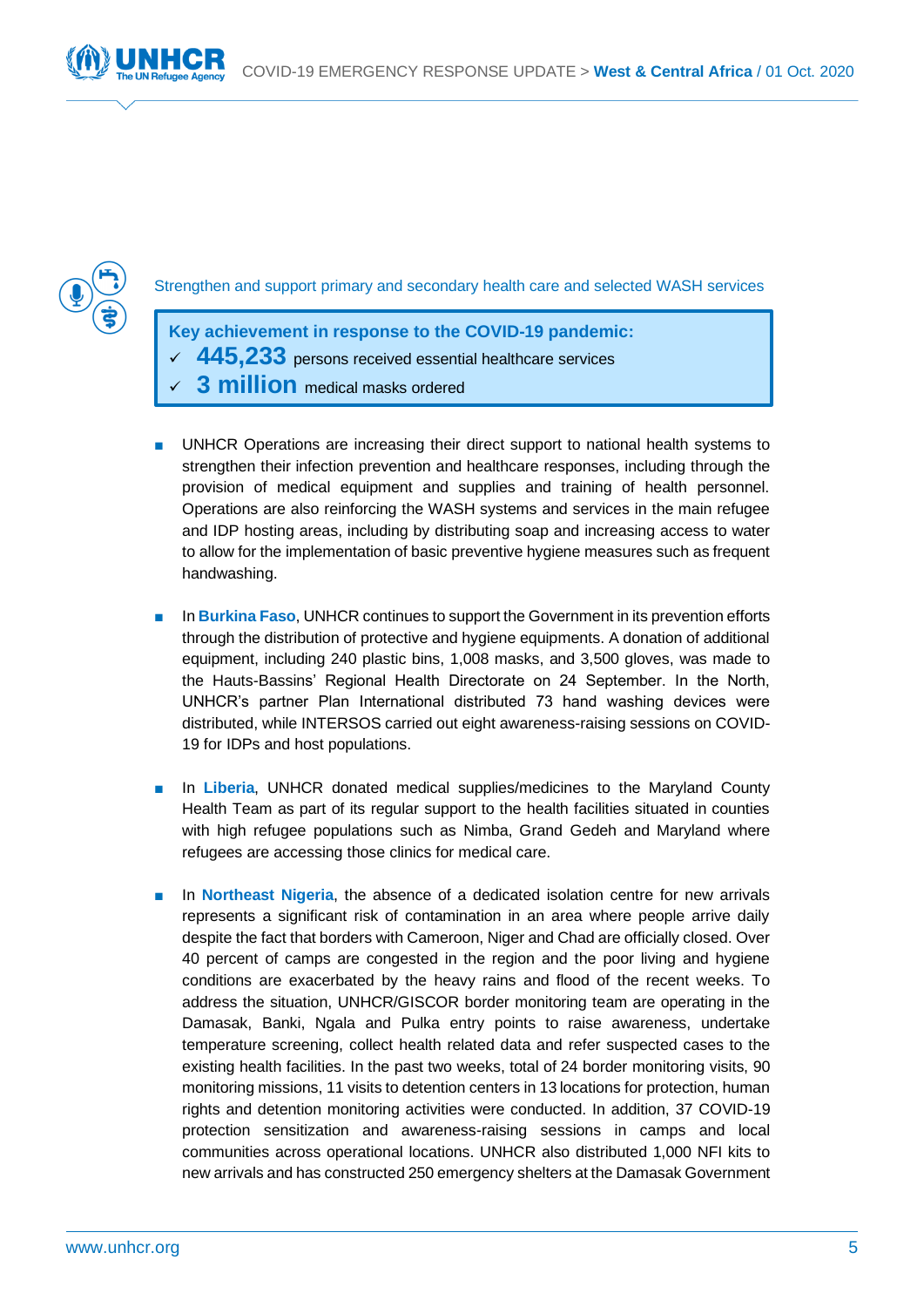Strengthen and support primary and secondary health care and selected WASH services

**Key achievement in response to the COVID-19 pandemic:**

- ✓ **445,233** persons received essential healthcare services
- ✓ **3 million** medical masks ordered

- UNHCR Operations are increasing their direct support to national health systems to strengthen their infection prevention and healthcare responses, including through the provision of medical equipment and supplies and training of health personnel. Operations are also reinforcing the WASH systems and services in the main refugee and IDP hosting areas, including by distributing soap and increasing access to water to allow for the implementation of basic preventive hygiene measures such as frequent handwashing.

- In **Burkina Faso**, UNHCR continues to support the Government in its prevention efforts through the distribution of protective and hygiene equipments. A donation of additional equipment, including 240 plastic bins, 1,008 masks, and 3,500 gloves, was made to the Hauts-Bassins' Regional Health Directorate on 24 September. In the North, UNHCR's partner Plan International distributed 73 hand washing devices were distributed, while INTERSOS carried out eight awareness-raising sessions on COVID-19 for IDPs and host populations.

- In **Liberia**, UNHCR donated medical supplies/medicines to the Maryland County Health Team as part of its regular support to the health facilities situated in counties with high refugee populations such as Nimba, Grand Gedeh and Maryland where refugees are accessing those clinics for medical care.

- In **Northeast Nigeria**, the absence of a dedicated isolation centre for new arrivals represents a significant risk of contamination in an area where people arrive daily despite the fact that borders with Cameroon, Niger and Chad are officially closed. Over 40 percent of camps are congested in the region and the poor living and hygiene conditions are exacerbated by the heavy rains and flood of the recent weeks. To address the situation, UNHCR/GISCOR border monitoring team are operating in the Damasak, Banki, Ngala and Pulka entry points to raise awareness, undertake temperature screening, collect health related data and refer suspected cases to the existing health facilities. In the past two weeks, total of 24 border monitoring visits, 90 monitoring missions, 11 visits to detention centers in 13 locations for protection, human rights and detention monitoring activities were conducted. In addition, 37 COVID-19 protection sensitization and awareness-raising sessions in camps and local communities across operational locations. UNHCR also distributed 1,000 NFI kits to new arrivals and has constructed 250 emergency shelters at the Damasak Government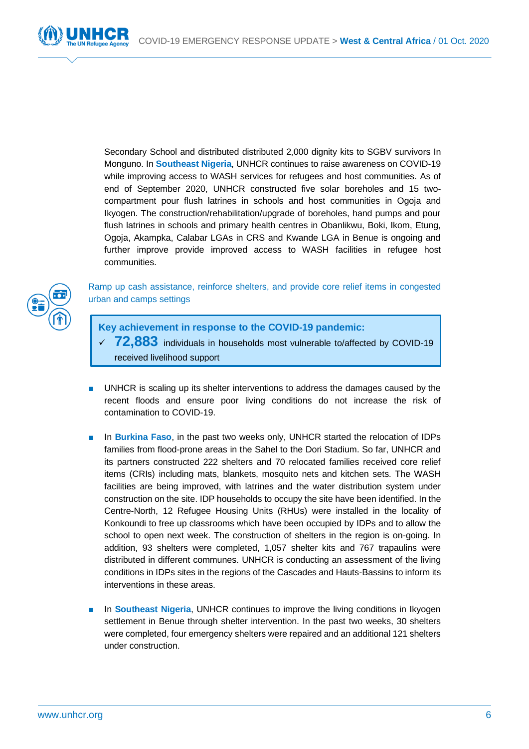Secondary School and distributed distributed 2,000 dignity kits to SGBV survivors In Monguno. In **Southeast Nigeria**, UNHCR continues to raise awareness on COVID-19 while improving access to WASH services for refugees and host communities. As of end of September 2020, UNHCR constructed five solar boreholes and 15 two-compartment pour flush latrines in schools and host communities in Ogoja and Ikyogen. The construction/rehabilitation/upgrade of boreholes, hand pumps and pour flush latrines in schools and primary health centres in Obanlikwu, Boki, Ikom, Etung, Ogoja, Akampka, Calabar LGAs in CRS and Kwande LGA in Benue is ongoing and further improve provide improved access to WASH facilities in refugee host communities.

### Ramp up cash assistance, reinforce shelters, and provide core relief items in congested urban and camps settings

**Key achievement in response to the COVID-19 pandemic:**

- ✓ **72,883** individuals in households most vulnerable to/affected by COVID-19 received livelihood support

- UNHCR is scaling up its shelter interventions to address the damages caused by the recent floods and ensure poor living conditions do not increase the risk of contamination to COVID-19.

- In **Burkina Faso**, in the past two weeks only, UNHCR started the relocation of IDPs families from flood-prone areas in the Sahel to the Dori Stadium. So far, UNHCR and its partners constructed 222 shelters and 70 relocated families received core relief items (CRIs) including mats, blankets, mosquito nets and kitchen sets. The WASH facilities are being improved, with latrines and the water distribution system under construction on the site. IDP households to occupy the site have been identified. In the Centre-North, 12 Refugee Housing Units (RHUs) were installed in the locality of Konkoundi to free up classrooms which have been occupied by IDPs and to allow the school to open next week. The construction of shelters in the region is on-going. In addition, 93 shelters were completed, 1,057 shelter kits and 767 trapaulins were distributed in different communes. UNHCR is conducting an assessment of the living conditions in IDPs sites in the regions of the Cascades and Hauts-Bassins to inform its interventions in these areas.

- In **Southeast Nigeria**, UNHCR continues to improve the living conditions in Ikyogen settlement in Benue through shelter intervention. In the past two weeks, 30 shelters were completed, four emergency shelters were repaired and an additional 121 shelters under construction.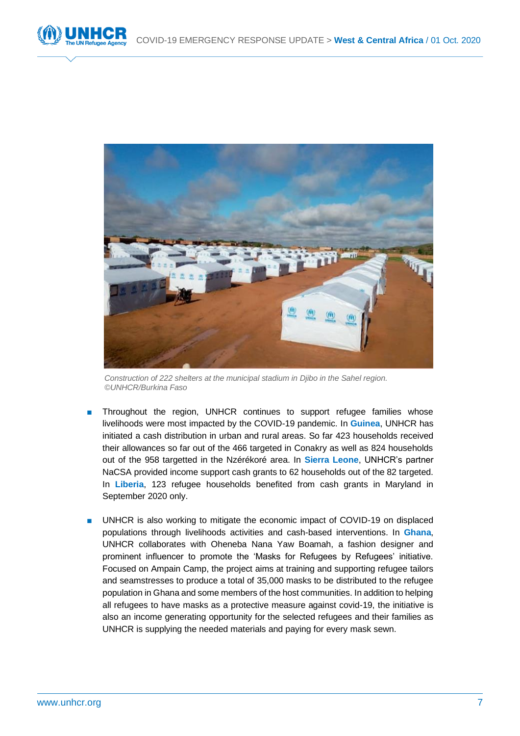*Construction of 222 shelters at the municipal stadium in Djibo in the Sahel region. ©UNHCR/Burkina Faso*

- Throughout the region, UNHCR continues to support refugee families whose livelihoods were most impacted by the COVID-19 pandemic. In **Guinea**, UNHCR has initiated a cash distribution in urban and rural areas. So far 423 households received their allowances so far out of the 466 targeted in Conakry as well as 824 households out of the 958 targetted in the Nzérékoré area. In **Sierra Leone**, UNHCR's partner NaCSA provided income support cash grants to 62 households out of the 82 targeted. In **Liberia**, 123 refugee households benefited from cash grants in Maryland in September 2020 only.

- UNHCR is also working to mitigate the economic impact of COVID-19 on displaced populations through livelihoods activities and cash-based interventions. In **Ghana**, UNHCR collaborates with Oheneba Nana Yaw Boamah, a fashion designer and prominent influencer to promote the 'Masks for Refugees by Refugees' initiative. Focused on Ampain Camp, the project aims at training and supporting refugee tailors and seamstresses to produce a total of 35,000 masks to be distributed to the refugee population in Ghana and some members of the host communities. In addition to helping all refugees to have masks as a protective measure against covid-19, the initiative is also an income generating opportunity for the selected refugees and their families as UNHCR is supplying the needed materials and paying for every mask sewn.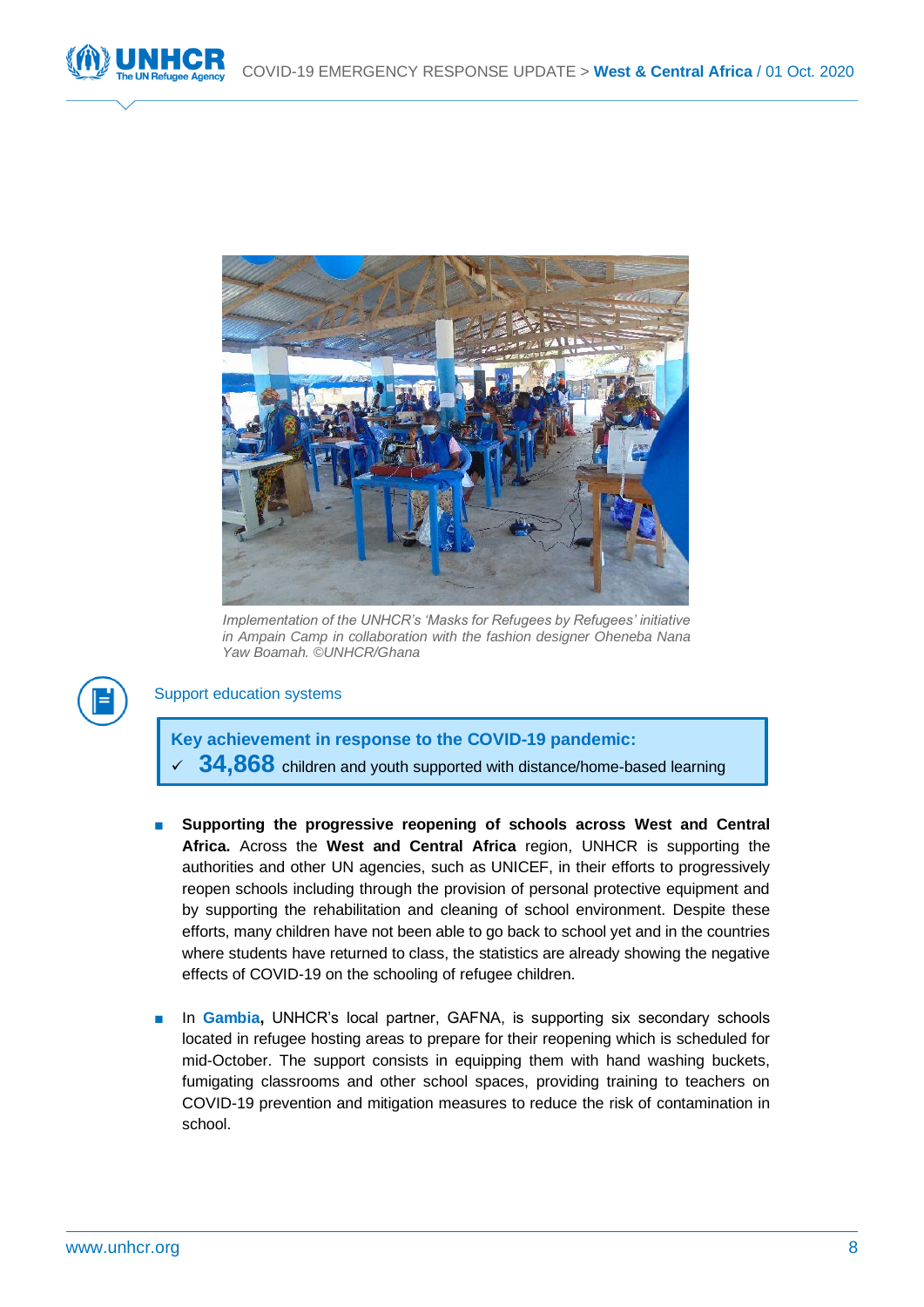*Implementation of the UNHCR's 'Masks for Refugees by Refugees' initiative in Ampain Camp in collaboration with the fashion designer Oheneba Nana Yaw Boamah. ©UNHCR/Ghana*

## Support education systems

**Key achievement in response to the COVID-19 pandemic:**

✓ **34,868** children and youth supported with distance/home-based learning

- **Supporting the progressive reopening of schools across West and Central Africa.** Across the **West and Central Africa** region, UNHCR is supporting the authorities and other UN agencies, such as UNICEF, in their efforts to progressively reopen schools including through the provision of personal protective equipment and by supporting the rehabilitation and cleaning of school environment. Despite these efforts, many children have not been able to go back to school yet and in the countries where students have returned to class, the statistics are already showing the negative effects of COVID-19 on the schooling of refugee children.

- In **Gambia,** UNHCR's local partner, GAFNA, is supporting six secondary schools located in refugee hosting areas to prepare for their reopening which is scheduled for mid-October. The support consists in equipping them with hand washing buckets, fumigating classrooms and other school spaces, providing training to teachers on COVID-19 prevention and mitigation measures to reduce the risk of contamination in school.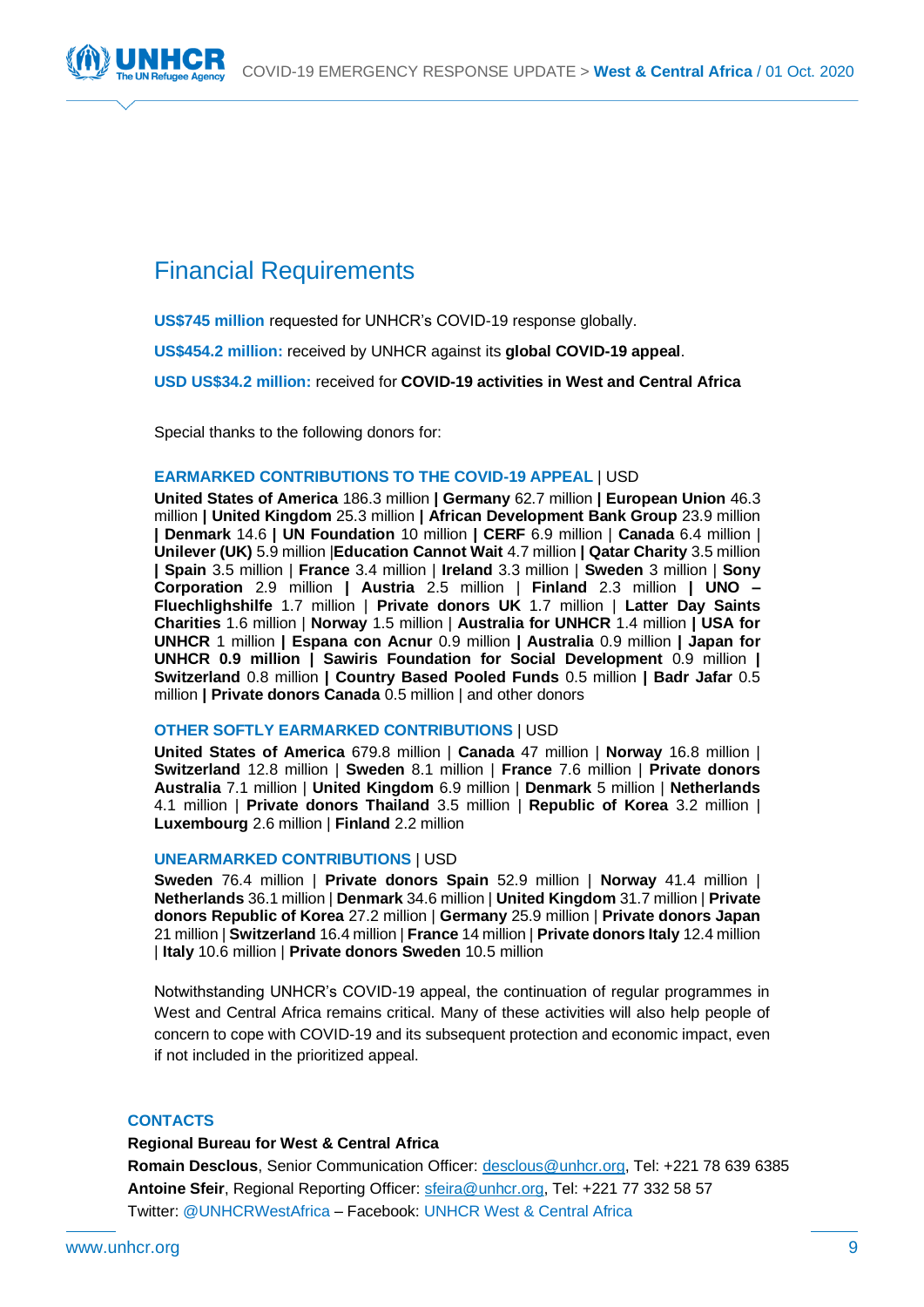## Financial Requirements

**US$745 million** requested for UNHCR's COVID-19 response globally.

**US$454.2 million:** received by UNHCR against its **global COVID-19 appeal**.

**USD US$34.2 million:** received for **COVID-19 activities in West and Central Africa**

Special thanks to the following donors for:

**EARMARKED CONTRIBUTIONS TO THE COVID-19 APPEAL** | USD

**United States of America** 186.3 million **| Germany** 62.7 million **| European Union** 46.3 million **| United Kingdom** 25.3 million **| African Development Bank Group** 23.9 million **| Denmark** 14.6 **| UN Foundation** 10 million **| CERF** 6.9 million | **Canada** 6.4 million | **Unilever (UK)** 5.9 million |**Education Cannot Wait** 4.7 million **| Qatar Charity** 3.5 million **| Spain** 3.5 million | **France** 3.4 million | **Ireland** 3.3 million | **Sweden** 3 million | **Sony Corporation** 2.9 million **| Austria** 2.5 million | **Finland** 2.3 million **| UNO – Fluechlighshilfe** 1.7 million | **Private donors UK** 1.7 million | **Latter Day Saints Charities** 1.6 million | **Norway** 1.5 million | **Australia for UNHCR** 1.4 million **| USA for UNHCR** 1 million **| Espana con Acnur** 0.9 million **| Australia** 0.9 million **| Japan for UNHCR 0.9 million | Sawiris Foundation for Social Development** 0.9 million **| Switzerland** 0.8 million **| Country Based Pooled Funds** 0.5 million **| Badr Jafar** 0.5 million **| Private donors Canada** 0.5 million | and other donors

**OTHER SOFTLY EARMARKED CONTRIBUTIONS** | USD

**United States of America** 679.8 million | **Canada** 47 million | **Norway** 16.8 million | **Switzerland** 12.8 million | **Sweden** 8.1 million | **France** 7.6 million | **Private donors Australia** 7.1 million | **United Kingdom** 6.9 million | **Denmark** 5 million | **Netherlands** 4.1 million | **Private donors Thailand** 3.5 million | **Republic of Korea** 3.2 million | **Luxembourg** 2.6 million | **Finland** 2.2 million

**UNEARMARKED CONTRIBUTIONS** | USD

**Sweden** 76.4 million | **Private donors Spain** 52.9 million | **Norway** 41.4 million | **Netherlands** 36.1 million | **Denmark** 34.6 million | **United Kingdom** 31.7 million | **Private donors Republic of Korea** 27.2 million | **Germany** 25.9 million | **Private donors Japan** 21 million | **Switzerland** 16.4 million | **France** 14 million | **Private donors Italy** 12.4 million | **Italy** 10.6 million | **Private donors Sweden** 10.5 million

Notwithstanding UNHCR's COVID-19 appeal, the continuation of regular programmes in West and Central Africa remains critical. Many of these activities will also help people of concern to cope with COVID-19 and its subsequent protection and economic impact, even if not included in the prioritized appeal.

**CONTACTS**

**Regional Bureau for West & Central Africa**

**Romain Desclous**, Senior Communication Officer: desclous@unhcr.org, Tel: +221 78 639 6385

**Antoine Sfeir**, Regional Reporting Officer: sfeira@unhcr.org, Tel: +221 77 332 58 57

Twitter: @UNHCRWestAfrica – Facebook: UNHCR West & Central Africa